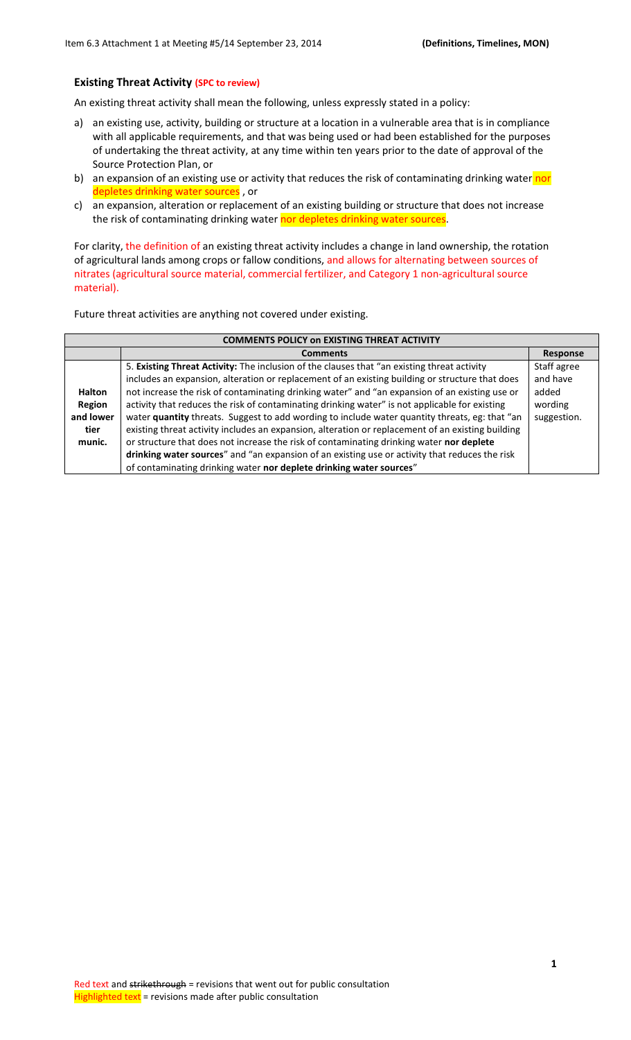## Existing Threat Activity (SPC to review)

An existing threat activity shall mean the following, unless expressly stated in a policy:

a) an existing use, activity, building or structure at a location in a vulnerable area that is in compliance with all applicable requirements, and that was being used or had been established for the purposes of undertaking the threat activity, at any time within ten years prior to the date of approval of the Source Protection Plan, or
b) an expansion of an existing use or activity that reduces the risk of contaminating drinking water nor depletes drinking water sources , or
c) an expansion, alteration or replacement of an existing building or structure that does not increase the risk of contaminating drinking water nor depletes drinking water sources.

For clarity, the definition of an existing threat activity includes a change in land ownership, the rotation of agricultural lands among crops or fallow conditions, and allows for alternating between sources of nitrates (agricultural source material, commercial fertilizer, and Category 1 non-agricultural source material).

Future threat activities are anything not covered under existing.

| COMMENTS POLICY on EXISTING THREAT ACTIVITY | | |
|---|---|---|
| | **Comments** | **Response** |
| **Halton Region and lower tier munic.** | 5. **Existing Threat Activity:** The inclusion of the clauses that "an existing threat activity includes an expansion, alteration or replacement of an existing building or structure that does not increase the risk of contaminating drinking water" and "an expansion of an existing use or activity that reduces the risk of contaminating drinking water" is not applicable for existing water **quantity** threats. Suggest to add wording to include water quantity threats, eg: that "an existing threat activity includes an expansion, alteration or replacement of an existing building or structure that does not increase the risk of contaminating drinking water **nor deplete drinking water sources**" and "an expansion of an existing use or activity that reduces the risk of contaminating drinking water **nor deplete drinking water sources**" | Staff agree and have added wording suggestion. |

Red text and ~~strikethrough~~ = revisions that went out for public consultation
Highlighted text = revisions made after public consultation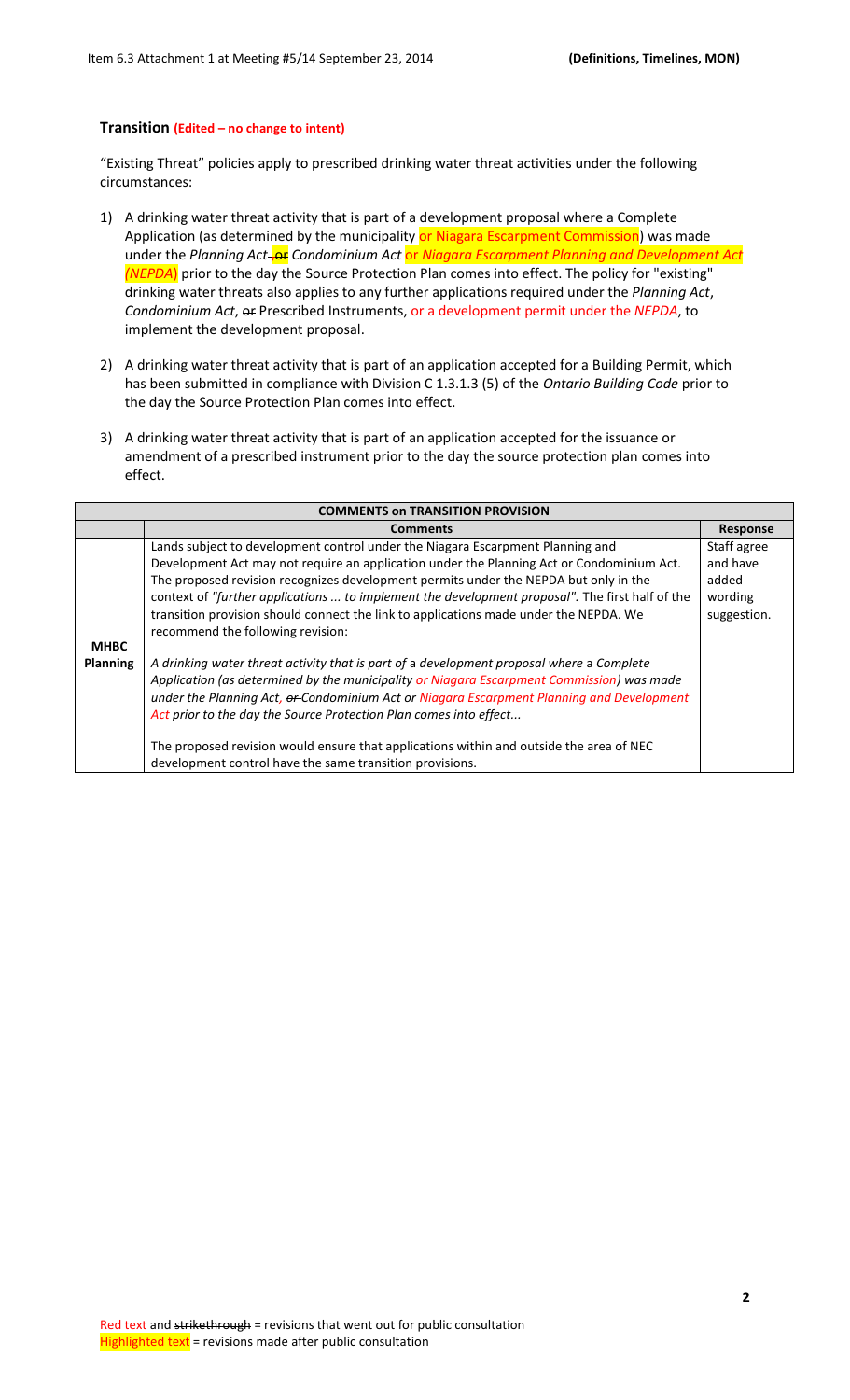## Transition (Edited – no change to intent)

"Existing Threat" policies apply to prescribed drinking water threat activities under the following circumstances:

1) A drinking water threat activity that is part of a development proposal where a Complete Application (as determined by the municipality or Niagara Escarpment Commission) was made under the *Planning Act*, ~~or~~ *Condominium Act* or *Niagara Escarpment Planning and Development Act (NEPDA)* prior to the day the Source Protection Plan comes into effect. The policy for "existing" drinking water threats also applies to any further applications required under the *Planning Act*, *Condominium Act*, ~~or~~ Prescribed Instruments, or a development permit under the *NEPDA*, to implement the development proposal.

2) A drinking water threat activity that is part of an application accepted for a Building Permit, which has been submitted in compliance with Division C 1.3.1.3 (5) of the *Ontario Building Code* prior to the day the Source Protection Plan comes into effect.

3) A drinking water threat activity that is part of an application accepted for the issuance or amendment of a prescribed instrument prior to the day the source protection plan comes into effect.

| COMMENTS on TRANSITION PROVISION | | |
|---|---|---|
| | **Comments** | **Response** |
| **MHBC Planning** | Lands subject to development control under the Niagara Escarpment Planning and Development Act may not require an application under the Planning Act or Condominium Act. The proposed revision recognizes development permits under the NEPDA but only in the context of *"further applications ... to implement the development proposal"*. The first half of the transition provision should connect the link to applications made under the NEPDA. We recommend the following revision:<br><br>*A drinking water threat activity that is part of a development proposal where a Complete Application (as determined by the municipality or Niagara Escarpment Commission) was made under the Planning Act, ~~or~~ Condominium Act or Niagara Escarpment Planning and Development Act prior to the day the Source Protection Plan comes into effect...*<br><br>The proposed revision would ensure that applications within and outside the area of NEC development control have the same transition provisions. | Staff agree and have added wording suggestion. |

Red text and ~~strikethrough~~ = revisions that went out for public consultation
Highlighted text = revisions made after public consultation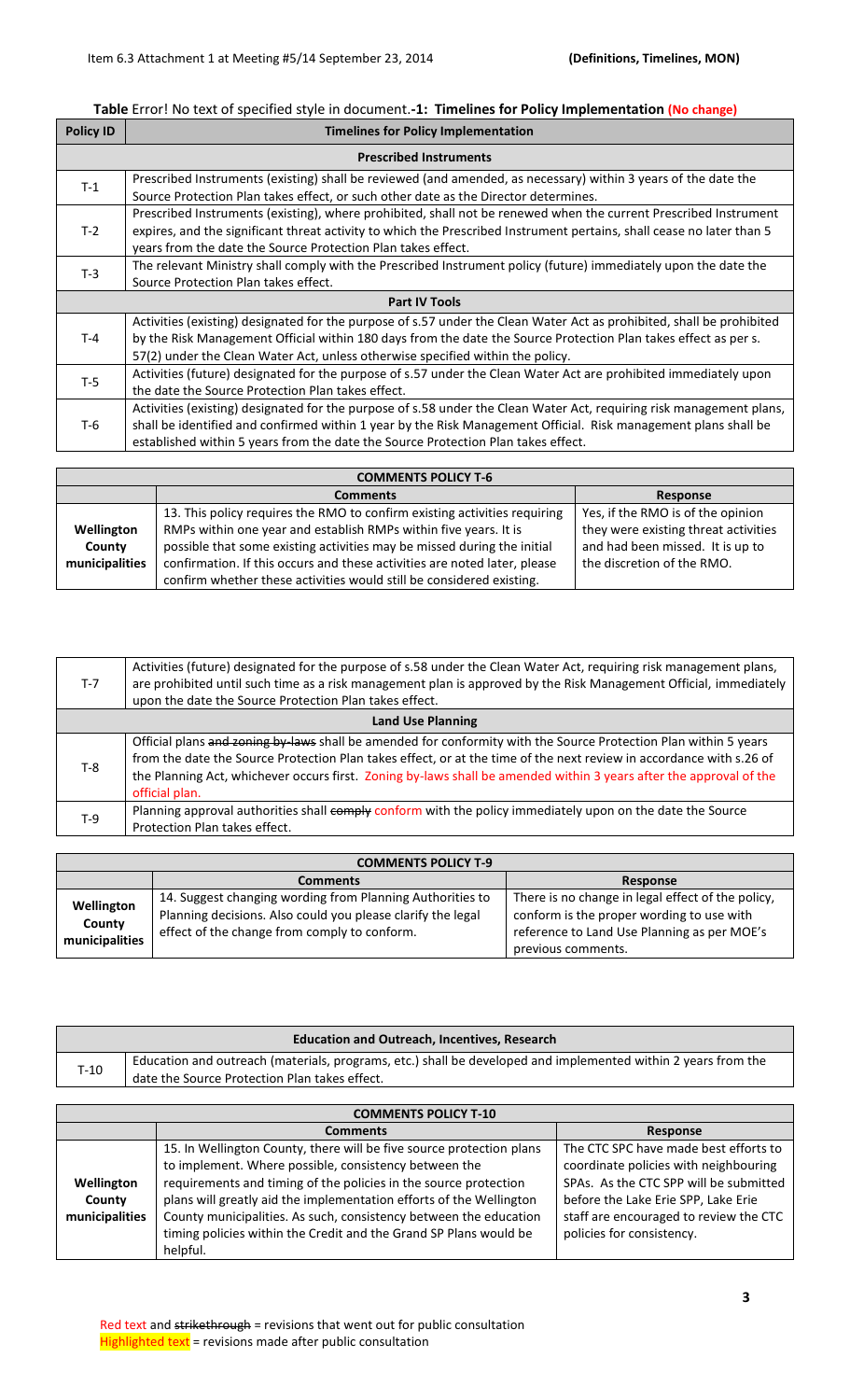**Table** Error! No text of specified style in document.**-1: Timelines for Policy Implementation (No change)**

| Policy ID | Timelines for Policy Implementation |
|---|---|
| **Prescribed Instruments** | |
| T-1 | Prescribed Instruments (existing) shall be reviewed (and amended, as necessary) within 3 years of the date the Source Protection Plan takes effect, or such other date as the Director determines. |
| T-2 | Prescribed Instruments (existing), where prohibited, shall not be renewed when the current Prescribed Instrument expires, and the significant threat activity to which the Prescribed Instrument pertains, shall cease no later than 5 years from the date the Source Protection Plan takes effect. |
| T-3 | The relevant Ministry shall comply with the Prescribed Instrument policy (future) immediately upon the date the Source Protection Plan takes effect. |
| **Part IV Tools** | |
| T-4 | Activities (existing) designated for the purpose of s.57 under the Clean Water Act as prohibited, shall be prohibited by the Risk Management Official within 180 days from the date the Source Protection Plan takes effect as per s. 57(2) under the Clean Water Act, unless otherwise specified within the policy. |
| T-5 | Activities (future) designated for the purpose of s.57 under the Clean Water Act are prohibited immediately upon the date the Source Protection Plan takes effect. |
| T-6 | Activities (existing) designated for the purpose of s.58 under the Clean Water Act, requiring risk management plans, shall be identified and confirmed within 1 year by the Risk Management Official. Risk management plans shall be established within 5 years from the date the Source Protection Plan takes effect. |

| COMMENTS POLICY T-6 | | |
|---|---|---|
| | **Comments** | **Response** |
| **Wellington County municipalities** | 13. This policy requires the RMO to confirm existing activities requiring RMPs within one year and establish RMPs within five years. It is possible that some existing activities may be missed during the initial confirmation. If this occurs and these activities are noted later, please confirm whether these activities would still be considered existing. | Yes, if the RMO is of the opinion they were existing threat activities and had been missed. It is up to the discretion of the RMO. |

| | |
|---|---|
| T-7 | Activities (future) designated for the purpose of s.58 under the Clean Water Act, requiring risk management plans, are prohibited until such time as a risk management plan is approved by the Risk Management Official, immediately upon the date the Source Protection Plan takes effect. |
| **Land Use Planning** | |
| T-8 | Official plans ~~and zoning by-laws~~ shall be amended for conformity with the Source Protection Plan within 5 years from the date the Source Protection Plan takes effect, or at the time of the next review in accordance with s.26 of the Planning Act, whichever occurs first. Zoning by-laws shall be amended within 3 years after the approval of the official plan. |
| T-9 | Planning approval authorities shall ~~comply~~ conform with the policy immediately upon on the date the Source Protection Plan takes effect. |

| COMMENTS POLICY T-9 | | |
|---|---|---|
| | **Comments** | **Response** |
| **Wellington County municipalities** | 14. Suggest changing wording from Planning Authorities to Planning decisions. Also could you please clarify the legal effect of the change from comply to conform. | There is no change in legal effect of the policy, conform is the proper wording to use with reference to Land Use Planning as per MOE's previous comments. |

| **Education and Outreach, Incentives, Research** | |
|---|---|
| T-10 | Education and outreach (materials, programs, etc.) shall be developed and implemented within 2 years from the date the Source Protection Plan takes effect. |

| COMMENTS POLICY T-10 | | |
|---|---|---|
| | **Comments** | **Response** |
| **Wellington County municipalities** | 15. In Wellington County, there will be five source protection plans to implement. Where possible, consistency between the requirements and timing of the policies in the source protection plans will greatly aid the implementation efforts of the Wellington County municipalities. As such, consistency between the education timing policies within the Credit and the Grand SP Plans would be helpful. | The CTC SPC have made best efforts to coordinate policies with neighbouring SPAs. As the CTC SPP will be submitted before the Lake Erie SPP, Lake Erie staff are encouraged to review the CTC policies for consistency. |

Red text and ~~strikethrough~~ = revisions that went out for public consultation
Highlighted text = revisions made after public consultation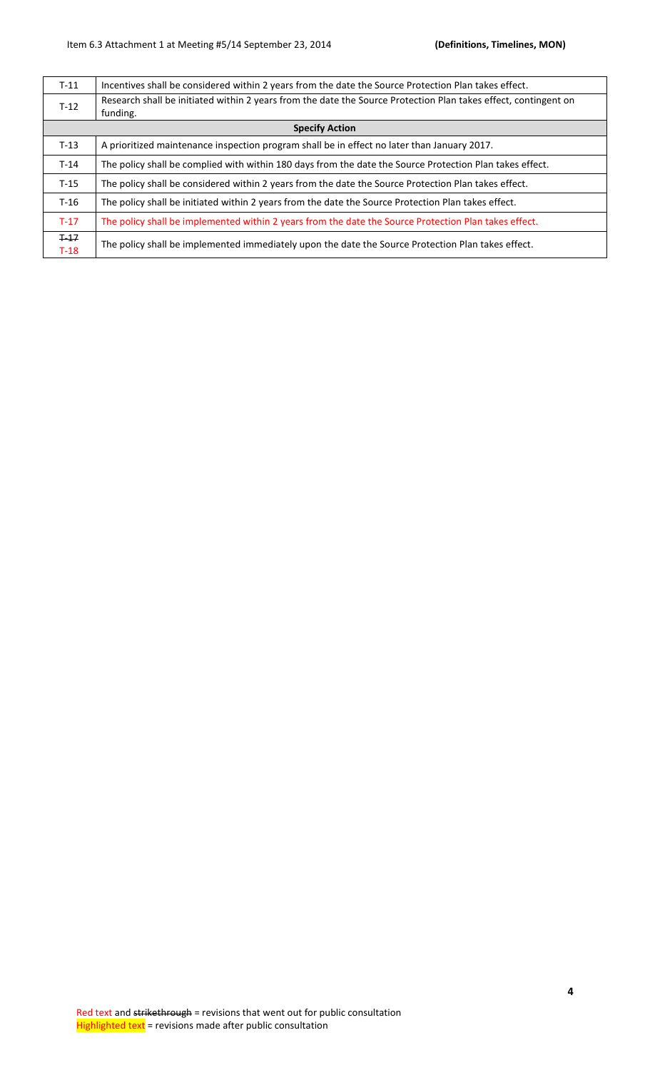| | |
|---|---|
| T-11 | Incentives shall be considered within 2 years from the date the Source Protection Plan takes effect. |
| T-12 | Research shall be initiated within 2 years from the date the Source Protection Plan takes effect, contingent on funding. |
| **Specify Action** | |
| T-13 | A prioritized maintenance inspection program shall be in effect no later than January 2017. |
| T-14 | The policy shall be complied with within 180 days from the date the Source Protection Plan takes effect. |
| T-15 | The policy shall be considered within 2 years from the date the Source Protection Plan takes effect. |
| T-16 | The policy shall be initiated within 2 years from the date the Source Protection Plan takes effect. |
| T-17 | The policy shall be implemented within 2 years from the date the Source Protection Plan takes effect. |
| ~~T-17~~ T-18 | The policy shall be implemented immediately upon the date the Source Protection Plan takes effect. |

Red text and ~~strikethrough~~ = revisions that went out for public consultation
Highlighted text = revisions made after public consultation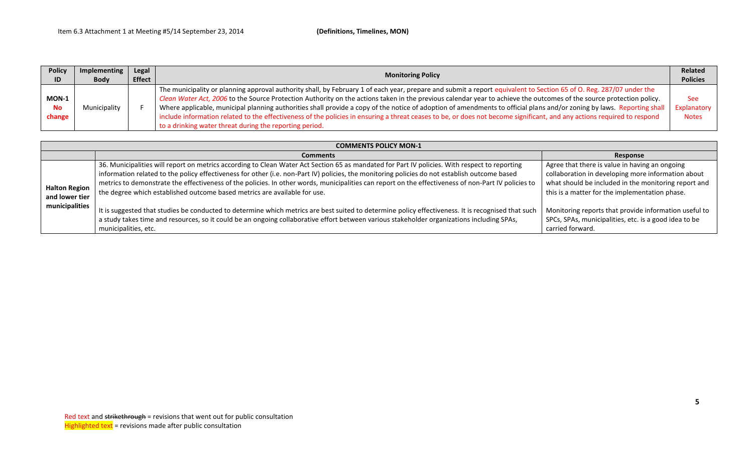| Policy ID | Implementing Body | Legal Effect | Monitoring Policy | Related Policies |
|---|---|---|---|---|
| **MON-1** **No change** | Municipality | F | The municipality or planning approval authority shall, by February 1 of each year, prepare and submit a report equivalent to Section 65 of O. Reg. 287/07 under the *Clean Water Act, 2006* to the Source Protection Authority on the actions taken in the previous calendar year to achieve the outcomes of the source protection policy. Where applicable, municipal planning authorities shall provide a copy of the notice of adoption of amendments to official plans and/or zoning by laws. Reporting shall include information related to the effectiveness of the policies in ensuring a threat ceases to be, or does not become significant, and any actions required to respond to a drinking water threat during the reporting period. | See Explanatory Notes |

| COMMENTS POLICY MON-1 | | |
|---|---|---|
| | **Comments** | **Response** |
| **Halton Region and lower tier municipalities** | 36. Municipalities will report on metrics according to Clean Water Act Section 65 as mandated for Part IV policies. With respect to reporting information related to the policy effectiveness for other (i.e. non-Part IV) policies, the monitoring policies do not establish outcome based metrics to demonstrate the effectiveness of the policies. In other words, municipalities can report on the effectiveness of non-Part IV policies to the degree which established outcome based metrics are available for use.<br><br>It is suggested that studies be conducted to determine which metrics are best suited to determine policy effectiveness. It is recognised that such a study takes time and resources, so it could be an ongoing collaborative effort between various stakeholder organizations including SPAs, municipalities, etc. | Agree that there is value in having an ongoing collaboration in developing more information about what should be included in the monitoring report and this is a matter for the implementation phase.<br><br>Monitoring reports that provide information useful to SPCs, SPAs, municipalities, etc. is a good idea to be carried forward. |

Red text and ~~strikethrough~~ = revisions that went out for public consultation
Highlighted text = revisions made after public consultation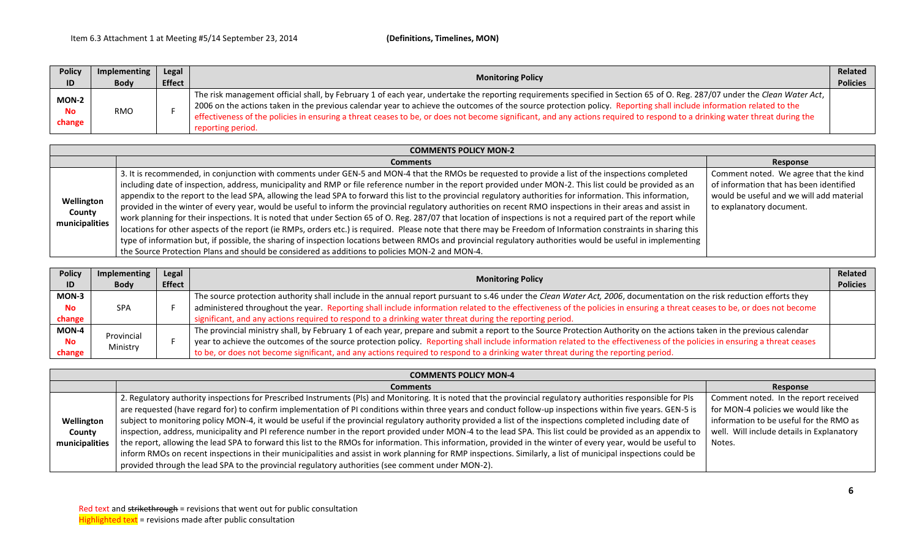Item 6.3 Attachment 1 at Meeting #5/14 September 23, 2014 **(Definitions, Timelines, MON)**

| Policy ID | Implementing Body | Legal Effect | Monitoring Policy | Related Policies |
|---|---|---|---|---|
| **MON-2** **No change** | RMO | F | The risk management official shall, by February 1 of each year, undertake the reporting requirements specified in Section 65 of O. Reg. 287/07 under the *Clean Water Act*, 2006 on the actions taken in the previous calendar year to achieve the outcomes of the source protection policy. Reporting shall include information related to the effectiveness of the policies in ensuring a threat ceases to be, or does not become significant, and any actions required to respond to a drinking water threat during the reporting period. | |

| COMMENTS POLICY MON-2 | | |
|---|---|---|
| | **Comments** | **Response** |
| **Wellington County municipalities** | 3. It is recommended, in conjunction with comments under GEN-5 and MON-4 that the RMOs be requested to provide a list of the inspections completed including date of inspection, address, municipality and RMP or file reference number in the report provided under MON-2. This list could be provided as an appendix to the report to the lead SPA, allowing the lead SPA to forward this list to the provincial regulatory authorities for information. This information, provided in the winter of every year, would be useful to inform the provincial regulatory authorities on recent RMO inspections in their areas and assist in work planning for their inspections. It is noted that under Section 65 of O. Reg. 287/07 that location of inspections is not a required part of the report while locations for other aspects of the report (ie RMPs, orders etc.) is required. Please note that there may be Freedom of Information constraints in sharing this type of information but, if possible, the sharing of inspection locations between RMOs and provincial regulatory authorities would be useful in implementing the Source Protection Plans and should be considered as additions to policies MON-2 and MON-4. | Comment noted. We agree that the kind of information that has been identified would be useful and we will add material to explanatory document. |

| Policy ID | Implementing Body | Legal Effect | Monitoring Policy | Related Policies |
|---|---|---|---|---|
| **MON-3** **No change** | SPA | F | The source protection authority shall include in the annual report pursuant to s.46 under the *Clean Water Act, 2006*, documentation on the risk reduction efforts they administered throughout the year. Reporting shall include information related to the effectiveness of the policies in ensuring a threat ceases to be, or does not become significant, and any actions required to respond to a drinking water threat during the reporting period. | |
| **MON-4** **No change** | Provincial Ministry | F | The provincial ministry shall, by February 1 of each year, prepare and submit a report to the Source Protection Authority on the actions taken in the previous calendar year to achieve the outcomes of the source protection policy. Reporting shall include information related to the effectiveness of the policies in ensuring a threat ceases to be, or does not become significant, and any actions required to respond to a drinking water threat during the reporting period. | |

| COMMENTS POLICY MON-4 | | |
|---|---|---|
| | **Comments** | **Response** |
| **Wellington County municipalities** | 2. Regulatory authority inspections for Prescribed Instruments (PIs) and Monitoring. It is noted that the provincial regulatory authorities responsible for PIs are requested (have regard for) to confirm implementation of PI conditions within three years and conduct follow-up inspections within five years. GEN-5 is subject to monitoring policy MON-4, it would be useful if the provincial regulatory authority provided a list of the inspections completed including date of inspection, address, municipality and PI reference number in the report provided under MON-4 to the lead SPA. This list could be provided as an appendix to the report, allowing the lead SPA to forward this list to the RMOs for information. This information, provided in the winter of every year, would be useful to inform RMOs on recent inspections in their municipalities and assist in work planning for RMP inspections. Similarly, a list of municipal inspections could be provided through the lead SPA to the provincial regulatory authorities (see comment under MON-2). | Comment noted. In the report received for MON-4 policies we would like the information to be useful for the RMO as well. Will include details in Explanatory Notes. |

Red text and ~~strikethrough~~ = revisions that went out for public consultation
Highlighted text = revisions made after public consultation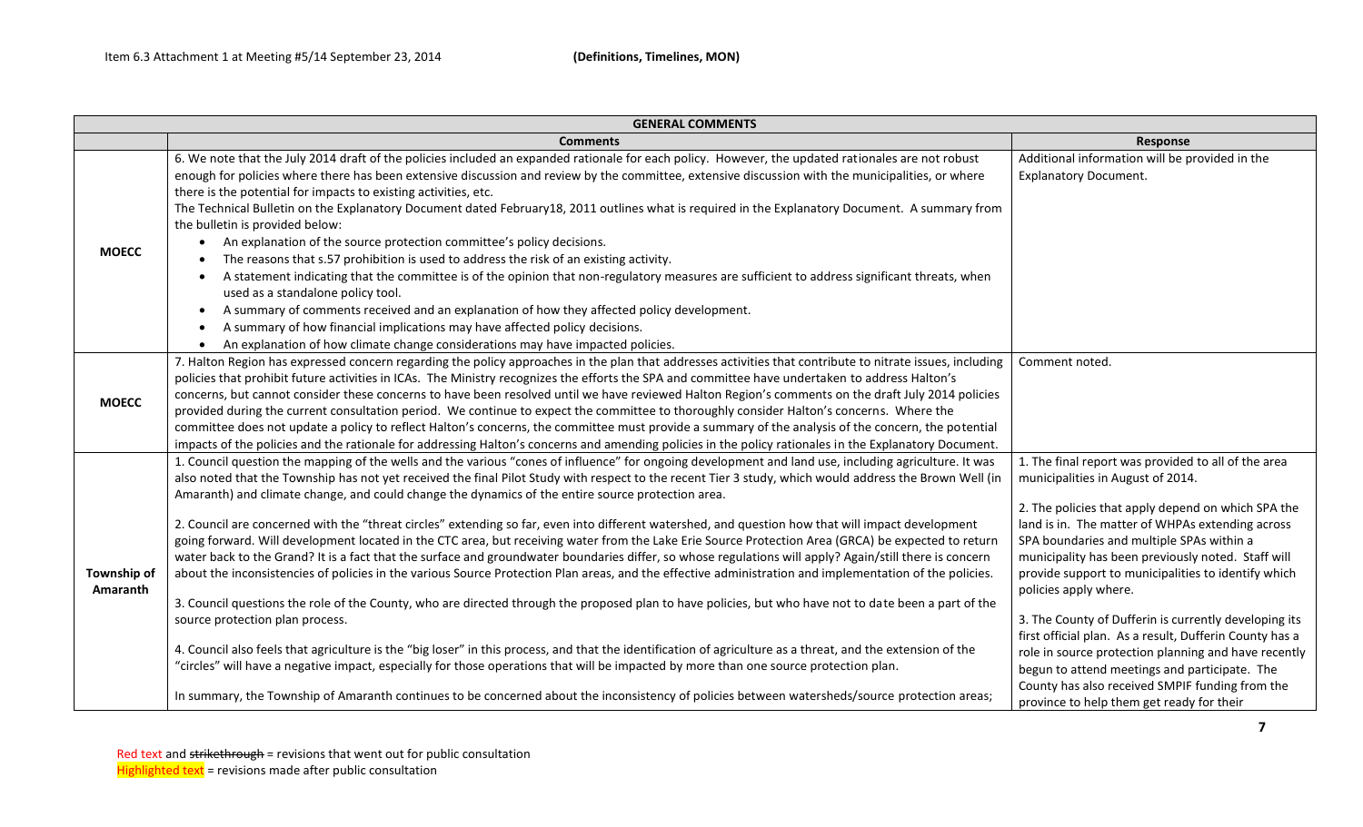Item 6.3 Attachment 1 at Meeting #5/14 September 23, 2014 **(Definitions, Timelines, MON)**

| GENERAL COMMENTS | | |
|---|---|---|
| | **Comments** | **Response** |
| **MOECC** | 6. We note that the July 2014 draft of the policies included an expanded rationale for each policy. However, the updated rationales are not robust enough for policies where there has been extensive discussion and review by the committee, extensive discussion with the municipalities, or where there is the potential for impacts to existing activities, etc.<br>The Technical Bulletin on the Explanatory Document dated February18, 2011 outlines what is required in the Explanatory Document. A summary from the bulletin is provided below:<br>• An explanation of the source protection committee's policy decisions.<br>• The reasons that s.57 prohibition is used to address the risk of an existing activity.<br>• A statement indicating that the committee is of the opinion that non-regulatory measures are sufficient to address significant threats, when used as a standalone policy tool.<br>• A summary of comments received and an explanation of how they affected policy development.<br>• A summary of how financial implications may have affected policy decisions.<br>• An explanation of how climate change considerations may have impacted policies. | Additional information will be provided in the Explanatory Document. |
| **MOECC** | 7. Halton Region has expressed concern regarding the policy approaches in the plan that addresses activities that contribute to nitrate issues, including policies that prohibit future activities in ICAs. The Ministry recognizes the efforts the SPA and committee have undertaken to address Halton's concerns, but cannot consider these concerns to have been resolved until we have reviewed Halton Region's comments on the draft July 2014 policies provided during the current consultation period. We continue to expect the committee to thoroughly consider Halton's concerns. Where the committee does not update a policy to reflect Halton's concerns, the committee must provide a summary of the analysis of the concern, the potential impacts of the policies and the rationale for addressing Halton's concerns and amending policies in the policy rationales in the Explanatory Document. | Comment noted. |
| **Township of Amaranth** | 1. Council question the mapping of the wells and the various "cones of influence" for ongoing development and land use, including agriculture. It was also noted that the Township has not yet received the final Pilot Study with respect to the recent Tier 3 study, which would address the Brown Well (in Amaranth) and climate change, and could change the dynamics of the entire source protection area.<br><br>2. Council are concerned with the "threat circles" extending so far, even into different watershed, and question how that will impact development going forward. Will development located in the CTC area, but receiving water from the Lake Erie Source Protection Area (GRCA) be expected to return water back to the Grand? It is a fact that the surface and groundwater boundaries differ, so whose regulations will apply? Again/still there is concern about the inconsistencies of policies in the various Source Protection Plan areas, and the effective administration and implementation of the policies.<br><br>3. Council questions the role of the County, who are directed through the proposed plan to have policies, but who have not to date been a part of the source protection plan process.<br><br>4. Council also feels that agriculture is the "big loser" in this process, and that the identification of agriculture as a threat, and the extension of the "circles" will have a negative impact, especially for those operations that will be impacted by more than one source protection plan.<br><br>In summary, the Township of Amaranth continues to be concerned about the inconsistency of policies between watersheds/source protection areas; | 1. The final report was provided to all of the area municipalities in August of 2014.<br><br>2. The policies that apply depend on which SPA the land is in. The matter of WHPAs extending across SPA boundaries and multiple SPAs within a municipality has been previously noted. Staff will provide support to municipalities to identify which policies apply where.<br><br>3. The County of Dufferin is currently developing its first official plan. As a result, Dufferin County has a role in source protection planning and have recently begun to attend meetings and participate. The County has also received SMPIF funding from the province to help them get ready for their |

Red text and ~~strikethrough~~ = revisions that went out for public consultation
Highlighted text = revisions made after public consultation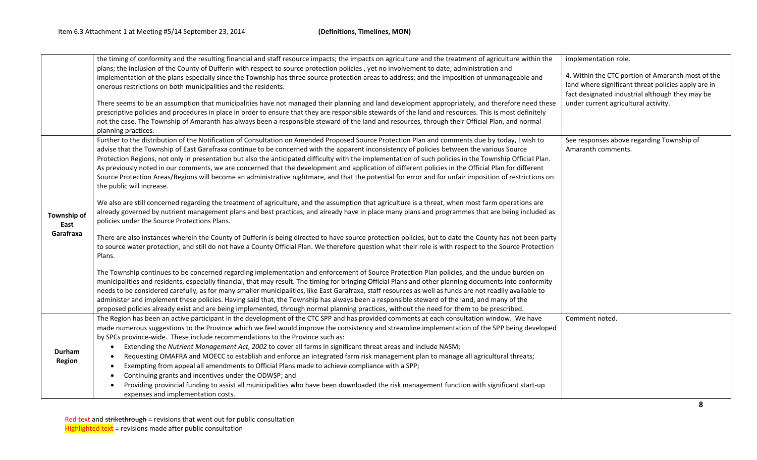| | | |
|---|---|---|
| | the timing of conformity and the resulting financial and staff resource impacts; the impacts on agriculture and the treatment of agriculture within the plans; the inclusion of the County of Dufferin with respect to source protection policies , yet no involvement to date; administration and implementation of the plans especially since the Township has three source protection areas to address; and the imposition of unmanageable and onerous restrictions on both municipalities and the residents.<br><br>There seems to be an assumption that municipalities have not managed their planning and land development appropriately, and therefore need these prescriptive policies and procedures in place in order to ensure that they are responsible stewards of the land and resources. This is most definitely not the case. The Township of Amaranth has always been a responsible steward of the land and resources, through their Official Plan, and normal planning practices. | implementation role.<br><br>4. Within the CTC portion of Amaranth most of the land where significant threat policies apply are in fact designated industrial although they may be under current agricultural activity. |
| **Township of East Garafraxa** | Further to the distribution of the Notification of Consultation on Amended Proposed Source Protection Plan and comments due by today, I wish to advise that the Township of East Garafraxa continue to be concerned with the apparent inconsistency of policies between the various Source Protection Regions, not only in presentation but also the anticipated difficulty with the implementation of such policies in the Township Official Plan. As previously noted in our comments, we are concerned that the development and application of different policies in the Official Plan for different Source Protection Areas/Regions will become an administrative nightmare, and that the potential for error and for unfair imposition of restrictions on the public will increase.<br><br>We also are still concerned regarding the treatment of agriculture, and the assumption that agriculture is a threat, when most farm operations are already governed by nutrient management plans and best practices, and already have in place many plans and programmes that are being included as policies under the Source Protections Plans.<br><br>There are also instances wherein the County of Dufferin is being directed to have source protection policies, but to date the County has not been party to source water protection, and still do not have a County Official Plan. We therefore question what their role is with respect to the Source Protection Plans.<br><br>The Township continues to be concerned regarding implementation and enforcement of Source Protection Plan policies, and the undue burden on municipalities and residents, especially financial, that may result. The timing for bringing Official Plans and other planning documents into conformity needs to be considered carefully, as for many smaller municipalities, like East Garafraxa, staff resources as well as funds are not readily available to administer and implement these policies. Having said that, the Township has always been a responsible steward of the land, and many of the proposed policies already exist and are being implemented, through normal planning practices, without the need for them to be prescribed. | See responses above regarding Township of Amaranth comments. |
| **Durham Region** | The Region has been an active participant in the development of the CTC SPP and has provided comments at each consultation window. We have made numerous suggestions to the Province which we feel would improve the consistency and streamline implementation of the SPP being developed by SPCs province-wide. These include recommendations to the Province such as:<br>• Extending the *Nutrient Management Act, 2002* to cover all farms in significant threat areas and include NASM;<br>• Requesting OMAFRA and MOECC to establish and enforce an integrated farm risk management plan to manage all agricultural threats;<br>• Exempting from appeal all amendments to Official Plans made to achieve compliance with a SPP;<br>• Continuing grants and incentives under the ODWSP; and<br>• Providing provincial funding to assist all municipalities who have been downloaded the risk management function with significant start-up expenses and implementation costs. | Comment noted. |

Red text and ~~strikethrough~~ = revisions that went out for public consultation
Highlighted text = revisions made after public consultation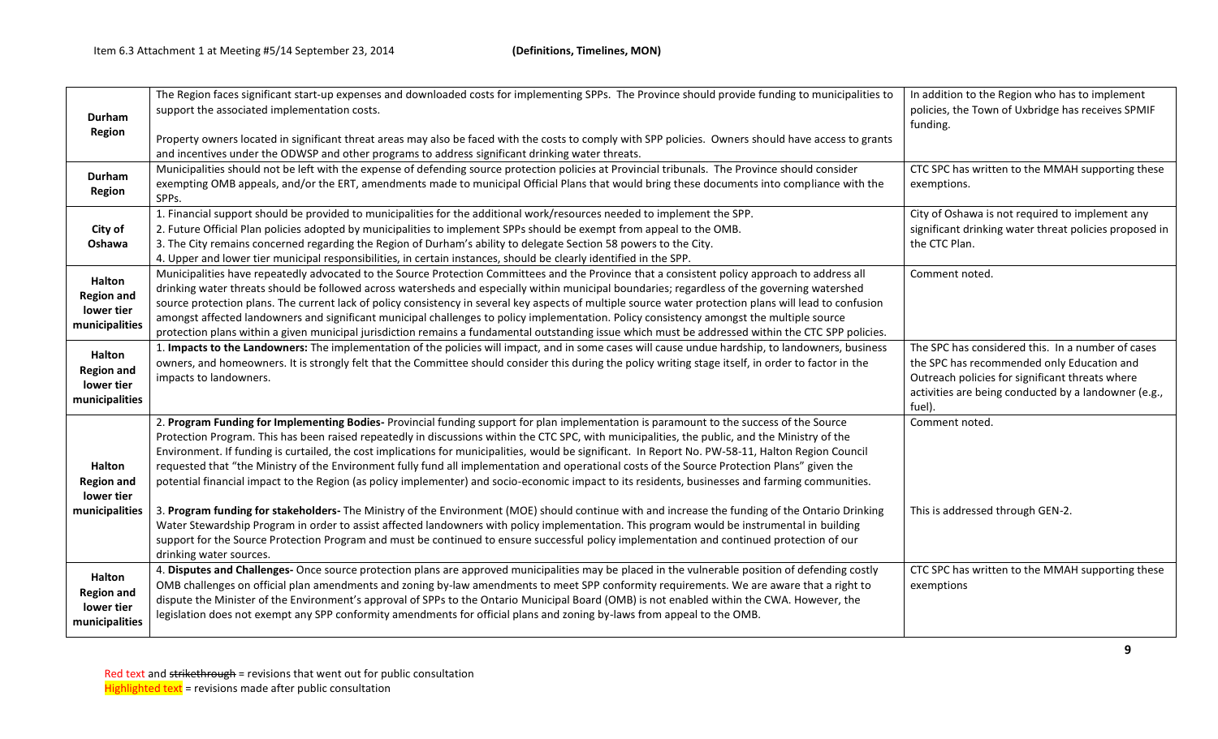Item 6.3 Attachment 1 at Meeting #5/14 September 23, 2014 **(Definitions, Timelines, MON)**

| | | |
|---|---|---|
| **Durham Region** | The Region faces significant start-up expenses and downloaded costs for implementing SPPs. The Province should provide funding to municipalities to support the associated implementation costs.<br><br>Property owners located in significant threat areas may also be faced with the costs to comply with SPP policies. Owners should have access to grants and incentives under the ODWSP and other programs to address significant drinking water threats. | In addition to the Region who has to implement policies, the Town of Uxbridge has receives SPMIF funding. |
| **Durham Region** | Municipalities should not be left with the expense of defending source protection policies at Provincial tribunals. The Province should consider exempting OMB appeals, and/or the ERT, amendments made to municipal Official Plans that would bring these documents into compliance with the SPPs. | CTC SPC has written to the MMAH supporting these exemptions. |
| **City of Oshawa** | 1. Financial support should be provided to municipalities for the additional work/resources needed to implement the SPP.<br>2. Future Official Plan policies adopted by municipalities to implement SPPs should be exempt from appeal to the OMB.<br>3. The City remains concerned regarding the Region of Durham's ability to delegate Section 58 powers to the City.<br>4. Upper and lower tier municipal responsibilities, in certain instances, should be clearly identified in the SPP. | City of Oshawa is not required to implement any significant drinking water threat policies proposed in the CTC Plan. |
| **Halton Region and lower tier municipalities** | Municipalities have repeatedly advocated to the Source Protection Committees and the Province that a consistent policy approach to address all drinking water threats should be followed across watersheds and especially within municipal boundaries; regardless of the governing watershed source protection plans. The current lack of policy consistency in several key aspects of multiple source water protection plans will lead to confusion amongst affected landowners and significant municipal challenges to policy implementation. Policy consistency amongst the multiple source protection plans within a given municipal jurisdiction remains a fundamental outstanding issue which must be addressed within the CTC SPP policies. | Comment noted. |
| **Halton Region and lower tier municipalities** | 1. **Impacts to the Landowners:** The implementation of the policies will impact, and in some cases will cause undue hardship, to landowners, business owners, and homeowners. It is strongly felt that the Committee should consider this during the policy writing stage itself, in order to factor in the impacts to landowners. | The SPC has considered this. In a number of cases the SPC has recommended only Education and Outreach policies for significant threats where activities are being conducted by a landowner (e.g., fuel). |
| **Halton Region and lower tier municipalities** | 2. **Program Funding for Implementing Bodies-** Provincial funding support for plan implementation is paramount to the success of the Source Protection Program. This has been raised repeatedly in discussions within the CTC SPC, with municipalities, the public, and the Ministry of the Environment. If funding is curtailed, the cost implications for municipalities, would be significant. In Report No. PW-58-11, Halton Region Council requested that "the Ministry of the Environment fully fund all implementation and operational costs of the Source Protection Plans" given the potential financial impact to the Region (as policy implementer) and socio-economic impact to its residents, businesses and farming communities.<br><br>3. **Program funding for stakeholders-** The Ministry of the Environment (MOE) should continue with and increase the funding of the Ontario Drinking Water Stewardship Program in order to assist affected landowners with policy implementation. This program would be instrumental in building support for the Source Protection Program and must be continued to ensure successful policy implementation and continued protection of our drinking water sources. | Comment noted.<br><br>This is addressed through GEN-2. |
| **Halton Region and lower tier municipalities** | 4. **Disputes and Challenges-** Once source protection plans are approved municipalities may be placed in the vulnerable position of defending costly OMB challenges on official plan amendments and zoning by-law amendments to meet SPP conformity requirements. We are aware that a right to dispute the Minister of the Environment's approval of SPPs to the Ontario Municipal Board (OMB) is not enabled within the CWA. However, the legislation does not exempt any SPP conformity amendments for official plans and zoning by-laws from appeal to the OMB. | CTC SPC has written to the MMAH supporting these exemptions |

Red text and ~~strikethrough~~ = revisions that went out for public consultation
Highlighted text = revisions made after public consultation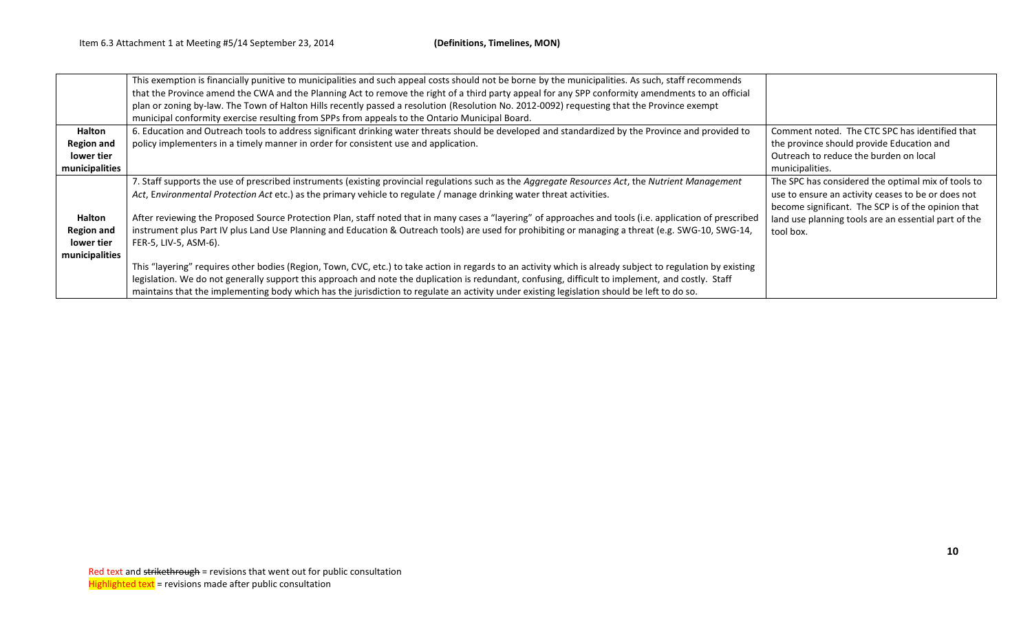| | | |
|---|---|---|
| | This exemption is financially punitive to municipalities and such appeal costs should not be borne by the municipalities. As such, staff recommends that the Province amend the CWA and the Planning Act to remove the right of a third party appeal for any SPP conformity amendments to an official plan or zoning by-law. The Town of Halton Hills recently passed a resolution (Resolution No. 2012-0092) requesting that the Province exempt municipal conformity exercise resulting from SPPs from appeals to the Ontario Municipal Board. | |
| **Halton Region and lower tier municipalities** | 6. Education and Outreach tools to address significant drinking water threats should be developed and standardized by the Province and provided to policy implementers in a timely manner in order for consistent use and application. | Comment noted. The CTC SPC has identified that the province should provide Education and Outreach to reduce the burden on local municipalities. |
| **Halton Region and lower tier municipalities** | 7. Staff supports the use of prescribed instruments (existing provincial regulations such as the *Aggregate Resources Act*, the *Nutrient Management Act*, *Environmental Protection Act* etc.) as the primary vehicle to regulate / manage drinking water threat activities.<br><br>After reviewing the Proposed Source Protection Plan, staff noted that in many cases a "layering" of approaches and tools (i.e. application of prescribed instrument plus Part IV plus Land Use Planning and Education & Outreach tools) are used for prohibiting or managing a threat (e.g. SWG-10, SWG-14, FER-5, LIV-5, ASM-6).<br><br>This "layering" requires other bodies (Region, Town, CVC, etc.) to take action in regards to an activity which is already subject to regulation by existing legislation. We do not generally support this approach and note the duplication is redundant, confusing, difficult to implement, and costly. Staff maintains that the implementing body which has the jurisdiction to regulate an activity under existing legislation should be left to do so. | The SPC has considered the optimal mix of tools to use to ensure an activity ceases to be or does not become significant. The SCP is of the opinion that land use planning tools are an essential part of the tool box. |

Red text and ~~strikethrough~~ = revisions that went out for public consultation
Highlighted text = revisions made after public consultation